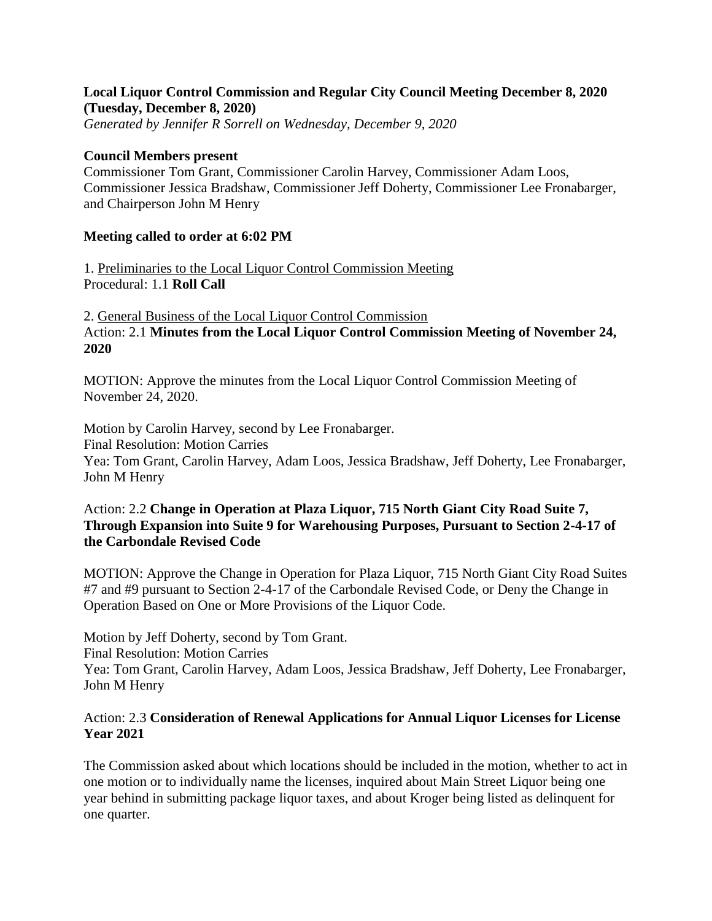**Local Liquor Control Commission and Regular City Council Meeting December 8, 2020 (Tuesday, December 8, 2020)**

*Generated by Jennifer R Sorrell on Wednesday, December 9, 2020*

**Council Members present**

Commissioner Tom Grant, Commissioner Carolin Harvey, Commissioner Adam Loos, Commissioner Jessica Bradshaw, Commissioner Jeff Doherty, Commissioner Lee Fronabarger, and Chairperson John M Henry

**Meeting called to order at 6:02 PM**

1. Preliminaries to the Local Liquor Control Commission Meeting

Procedural: 1.1 **Roll Call**

2. General Business of the Local Liquor Control Commission

Action: 2.1 **Minutes from the Local Liquor Control Commission Meeting of November 24, 2020**

MOTION: Approve the minutes from the Local Liquor Control Commission Meeting of November 24, 2020.

Motion by Carolin Harvey, second by Lee Fronabarger.
Final Resolution: Motion Carries
Yea: Tom Grant, Carolin Harvey, Adam Loos, Jessica Bradshaw, Jeff Doherty, Lee Fronabarger, John M Henry

Action: 2.2 **Change in Operation at Plaza Liquor, 715 North Giant City Road Suite 7, Through Expansion into Suite 9 for Warehousing Purposes, Pursuant to Section 2-4-17 of the Carbondale Revised Code**

MOTION: Approve the Change in Operation for Plaza Liquor, 715 North Giant City Road Suites #7 and #9 pursuant to Section 2-4-17 of the Carbondale Revised Code, or Deny the Change in Operation Based on One or More Provisions of the Liquor Code.

Motion by Jeff Doherty, second by Tom Grant.
Final Resolution: Motion Carries
Yea: Tom Grant, Carolin Harvey, Adam Loos, Jessica Bradshaw, Jeff Doherty, Lee Fronabarger, John M Henry

Action: 2.3 **Consideration of Renewal Applications for Annual Liquor Licenses for License Year 2021**

The Commission asked about which locations should be included in the motion, whether to act in one motion or to individually name the licenses, inquired about Main Street Liquor being one year behind in submitting package liquor taxes, and about Kroger being listed as delinquent for one quarter.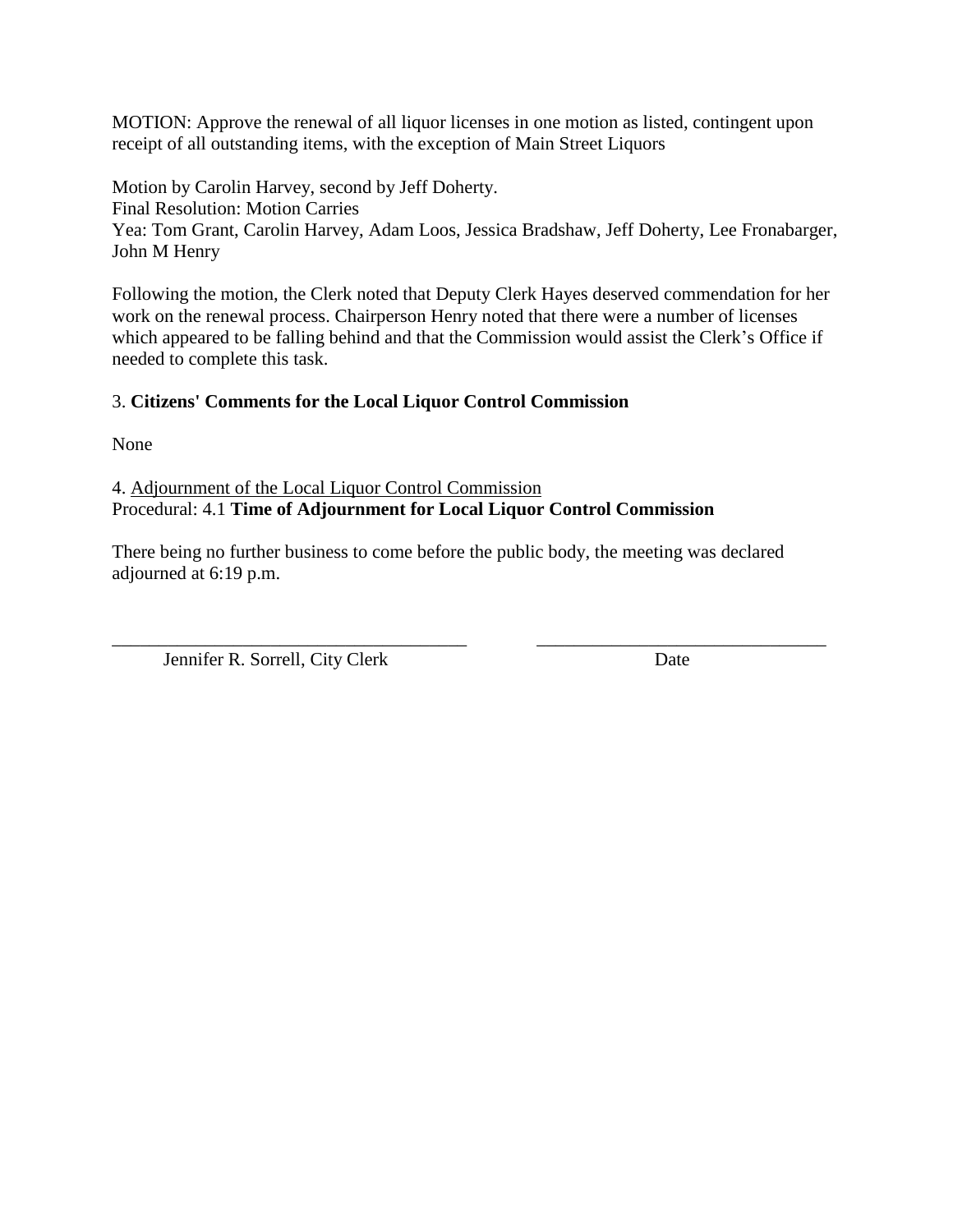MOTION: Approve the renewal of all liquor licenses in one motion as listed, contingent upon receipt of all outstanding items, with the exception of Main Street Liquors

Motion by Carolin Harvey, second by Jeff Doherty.
Final Resolution: Motion Carries
Yea: Tom Grant, Carolin Harvey, Adam Loos, Jessica Bradshaw, Jeff Doherty, Lee Fronabarger, John M Henry

Following the motion, the Clerk noted that Deputy Clerk Hayes deserved commendation for her work on the renewal process. Chairperson Henry noted that there were a number of licenses which appeared to be falling behind and that the Commission would assist the Clerk's Office if needed to complete this task.

3. **Citizens' Comments for the Local Liquor Control Commission**

None

4. Adjournment of the Local Liquor Control Commission
Procedural: 4.1 **Time of Adjournment for Local Liquor Control Commission**

There being no further business to come before the public body, the meeting was declared adjourned at 6:19 p.m.

_______________________________________ _______________________________
Jennifer R. Sorrell, City Clerk Date